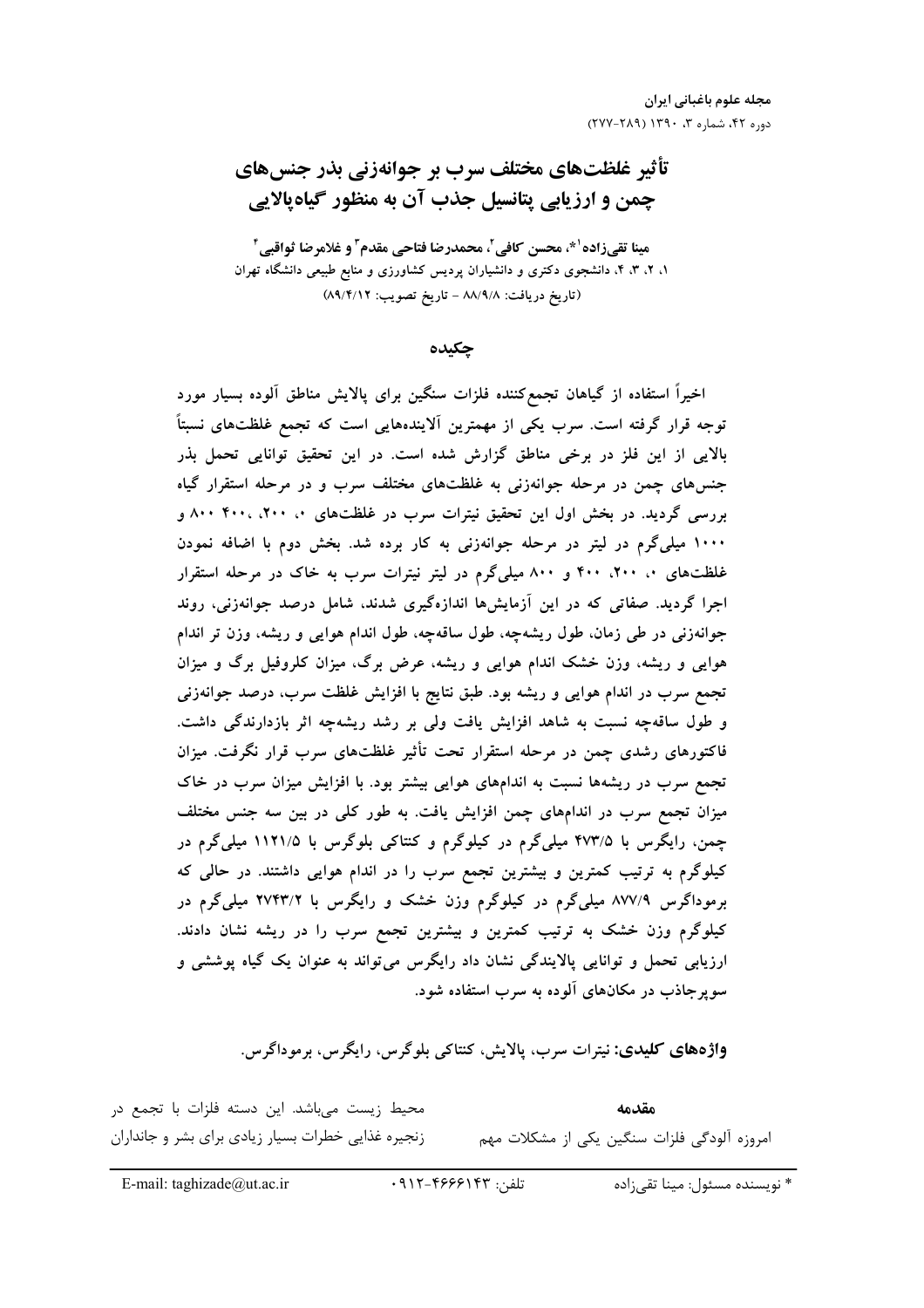# تأثیر غلظت‌های مختلف سرب بر جوانه‌زنی بذر جنس‌های چمن و ارزیابی پتانسیل جذب آن به منظور گیاه‌پالایی

**مینا تقی‌زاده[1]*، محسن کافی[2]، محمدرضا فتاحی مقدم[3] و غلامرضا ثواقبی[4]**

۱، ۲، ۳، ۴، دانشجوی دکتری و دانشیاران پردیس کشاورزی و منابع طبیعی دانشگاه تهران

(تاریخ دریافت: ۸۸/۹/۸ - تاریخ تصویب: ۸۹/۴/۱۲)

## چکیده

اخیراً استفاده از گیاهان تجمع‌کننده فلزات سنگین برای پالایش مناطق آلوده بسیار مورد توجه قرار گرفته است. سرب یکی از مهمترین آلاینده‌هایی است که تجمع غلظت‌های نسبتاً بالایی از این فلز در برخی مناطق گزارش شده است. در این تحقیق توانایی تحمل بذر جنس‌های چمن در مرحله جوانه‌زنی به غلظت‌های مختلف سرب و در مرحله استقرار گیاه بررسی گردید. در بخش اول این تحقیق نیترات سرب در غلظت‌های ۰، ۲۰۰، ۴۰۰، ۸۰۰ و ۱۰۰۰ میلی‌گرم در لیتر در مرحله جوانه‌زنی به کار برده شد. بخش دوم با اضافه نمودن غلظت‌های ۰، ۲۰۰، ۴۰۰ و ۸۰۰ میلی‌گرم در لیتر نیترات سرب به خاک در مرحله استقرار اجرا گردید. صفاتی که در این آزمایش‌ها اندازه‌گیری شدند، شامل درصد جوانه‌زنی، روند جوانه‌زنی در طی زمان، طول ریشه‌چه، طول ساقه‌چه، طول اندام هوایی و ریشه، وزن تر اندام هوایی و ریشه، وزن خشک اندام هوایی و ریشه، عرض برگ، میزان کلروفیل برگ و میزان تجمع سرب در اندام هوایی و ریشه بود. طبق نتایج با افزایش غلظت سرب، درصد جوانه‌زنی و طول ساقه‌چه نسبت به شاهد افزایش یافت ولی بر رشد ریشه‌چه اثر بازدارندگی داشت. فاکتورهای رشدی چمن در مرحله استقرار تحت تأثیر غلظت‌های سرب قرار نگرفت. میزان تجمع سرب در ریشه‌ها نسبت به اندام‌های هوایی بیشتر بود. با افزایش میزان سرب در خاک میزان تجمع سرب در اندام‌های چمن افزایش یافت. به طور کلی در بین سه جنس مختلف چمن، رایگرس با ۴۷۳/۵ میلی‌گرم در کیلوگرم و کنتاکی بلوگرس با ۱۱۲۱/۵ میلی‌گرم در کیلوگرم به ترتیب کمترین و بیشترین تجمع سرب را در اندام هوایی داشتند. در حالی که برموداگرس ۸۷۷/۹ میلی‌گرم در کیلوگرم وزن خشک و رایگرس با ۲۷۴۳/۲ میلی‌گرم در کیلوگرم وزن خشک به ترتیب کمترین و بیشترین تجمع سرب را در ریشه نشان دادند. ارزیابی تحمل و توانایی پالایندگی نشان داد رایگرس می‌تواند به عنوان یک گیاه پوششی و سوپرجاذب در مکان‌های آلوده به سرب استفاده شود.

**واژه‌های کلیدی:** نیترات سرب، پالایش، کنتاکی بلوگرس، رایگرس، برموداگرس.

## مقدمه

امروزه آلودگی فلزات سنگین یکی از مشکلات مهم محیط زیست می‌باشد. این دسته فلزات با تجمع در زنجیره غذایی خطرات بسیار زیادی برای بشر و جانداران

---

\* نویسنده مسئول: مینا تقی‌زاده   تلفن: ۰۹۱۲-۴۶۶۶۱۴۳   E-mail: taghizade@ut.ac.ir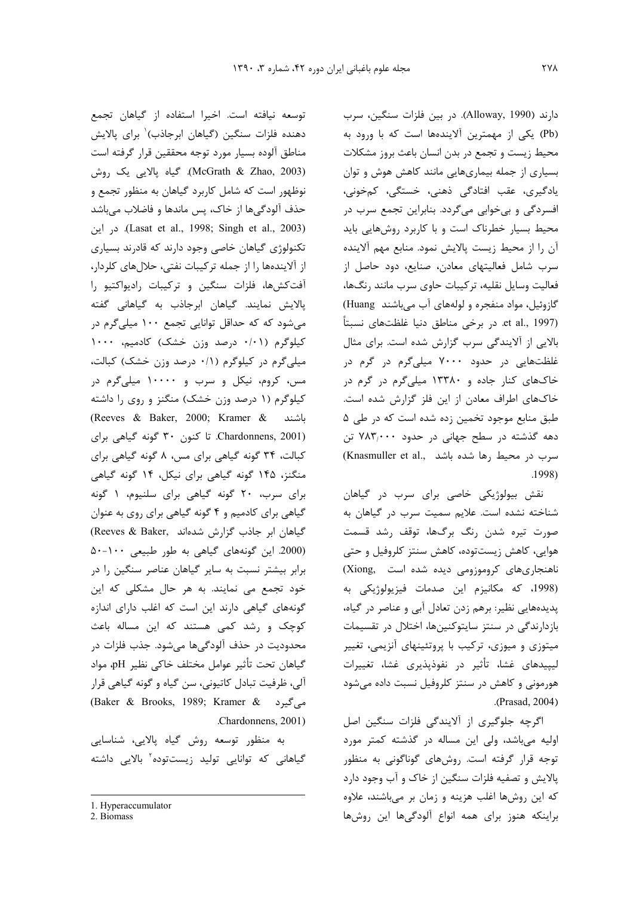دارند (Alloway, 1990). در بین فلزات سنگین، سرب (Pb) یکی از مهمترین آلاینده‌ها است که با ورود به محیط زیست و تجمع در بدن انسان باعث بروز مشکلات بسیاری از جمله بیماری‌هایی مانند کاهش هوش و توان یادگیری، عقب افتادگی ذهنی، خستگی، کم‌خونی، افسردگی و بی‌خوابی می‌گردد. بنابراین تجمع سرب در محیط بسیار خطرناک است و با کاربرد روش‌هایی باید آن را از محیط زیست پالایش نمود. منابع مهم آلاینده سرب شامل فعالیتهای معادن، صنایع، دود حاصل از فعالیت وسایل نقلیه، ترکیبات حاوی سرب مانند رنگ‌ها، گازوئیل، مواد منفجره و لوله‌های آب می‌باشند (Huang et al., 1997). در برخی مناطق دنیا غلظت‌های نسبتاً بالایی از آلایندگی سرب گزارش شده است. برای مثال غلظت‌هایی در حدود ۷۰۰۰ میلی‌گرم در گرم در خاک‌های کنار جاده و ۱۳۳۸۰ میلی‌گرم در گرم در خاک‌های اطراف معادن از این فلز گزارش شده است. طبق منابع موجود تخمین زده شده است که در طی ۵ دهه گذشته در سطح جهانی در حدود ۷۸۳,۰۰۰ تن سرب در محیط رها شده باشد (Knasmuller et al., 1998).

نقش بیولوژیکی خاصی برای سرب در گیاهان شناخته نشده است. علایم سمیت سرب در گیاهان به صورت تیره شدن رنگ برگ‌ها، توقف رشد قسمت هوایی، کاهش زیست‌توده، کاهش سنتز کلروفیل و حتی ناهنجاری‌های کروموزومی دیده شده است (Xiong, 1998)، که مکانیزم این صدمات فیزیولوژیکی به پدیده‌هایی نظیر: برهم زدن تعادل آبی و عناصر در گیاه، بازدارندگی در سنتز سایتوکنین‌ها، اختلال در تقسیمات میتوزی و میوزی، ترکیب با پروتئینهای آنزیمی، تغییر لیپیدهای غشا، تأثیر در نفوذپذیری غشا، تغییرات هورمونی و کاهش در سنتز کلروفیل نسبت داده می‌شود (Prasad, 2004).

اگرچه جلوگیری از آلایندگی فلزات سنگین اصل اولیه می‌باشد، ولی این مساله در گذشته کمتر مورد توجه قرار گرفته است. روش‌های گوناگونی به منظور پالایش و تصفیه فلزات سنگین از خاک و آب وجود دارد که این روش‌ها اغلب هزینه و زمان بر می‌باشند، علاوه براینکه هنوز برای همه انواع آلودگی‌ها این روش‌ها توسعه نیافته است. اخیرا استفاده از گیاهان تجمع دهنده فلزات سنگین (گیاهان ابرجاذب)[1] برای پالایش مناطق آلوده بسیار مورد توجه محققین قرار گرفته است (McGrath & Zhao, 2003). گیاه پالایی یک روش نوظهور است که شامل کاربرد گیاهان به منظور تجمع و حذف آلودگی‌ها از خاک، پس ماندها و فاضلاب می‌باشد (Lasat et al., 1998; Singh et al., 2003). در این تکنولوژی گیاهان خاصی وجود دارند که قادرند بسیاری از آلاینده‌ها را از جمله ترکیبات نفتی، حلال‌های کلردار، آفت‌کش‌ها، فلزات سنگین و ترکیبات رادیواکتیو را پالایش نمایند. گیاهان ابرجاذب به گیاهانی گفته می‌شود که که حداقل توانایی تجمع ۱۰۰ میلی‌گرم در کیلوگرم (۰/۰۱ درصد وزن خشک) کادمیم، ۱۰۰۰ میلی‌گرم در کیلوگرم (۰/۱ درصد وزن خشک) کبالت، مس، کروم، نیکل و سرب و ۱۰۰۰۰ میلی‌گرم در کیلوگرم (۱ درصد وزن خشک) منگنز و روی را داشته باشند (Reeves & Baker, 2000; Kramer & Chardonnens, 2001). تا کنون ۳۰ گونه گیاهی برای کبالت، ۳۴ گونه گیاهی برای مس، ۸ گونه گیاهی برای منگنز، ۱۴۵ گونه گیاهی برای نیکل، ۱۴ گونه گیاهی برای سرب، ۲۰ گونه گیاهی برای سلنیوم، ۱ گونه گیاهی برای کادمیم و ۴ گونه گیاهی برای روی به عنوان گیاهان ابر جاذب گزارش شده‌اند (Reeves & Baker, 2000). این گونه‌های گیاهی به طور طبیعی ۱۰۰-۵۰ برابر بیشتر نسبت به سایر گیاهان عناصر سنگین را در خود تجمع می نمایند. به هر حال مشکلی که این گونه‌های گیاهی دارند این است که اغلب دارای اندازه کوچک و رشد کمی هستند که این مساله باعث محدودیت در حذف آلودگی‌ها می‌شود. جذب فلزات در گیاهان تحت تأثیر عوامل مختلف خاکی نظیر pH، مواد آلی، ظرفیت تبادل کاتیونی، سن گیاه و گونه گیاهی قرار می‌گیرد (Baker & Brooks, 1989; Kramer & Chardonnens, 2001).

به منظور توسعه روش گیاه پالایی، شناسایی گیاهانی که توانایی تولید زیست‌توده[2] بالایی داشته

---

1. Hyperaccumulator
2. Biomass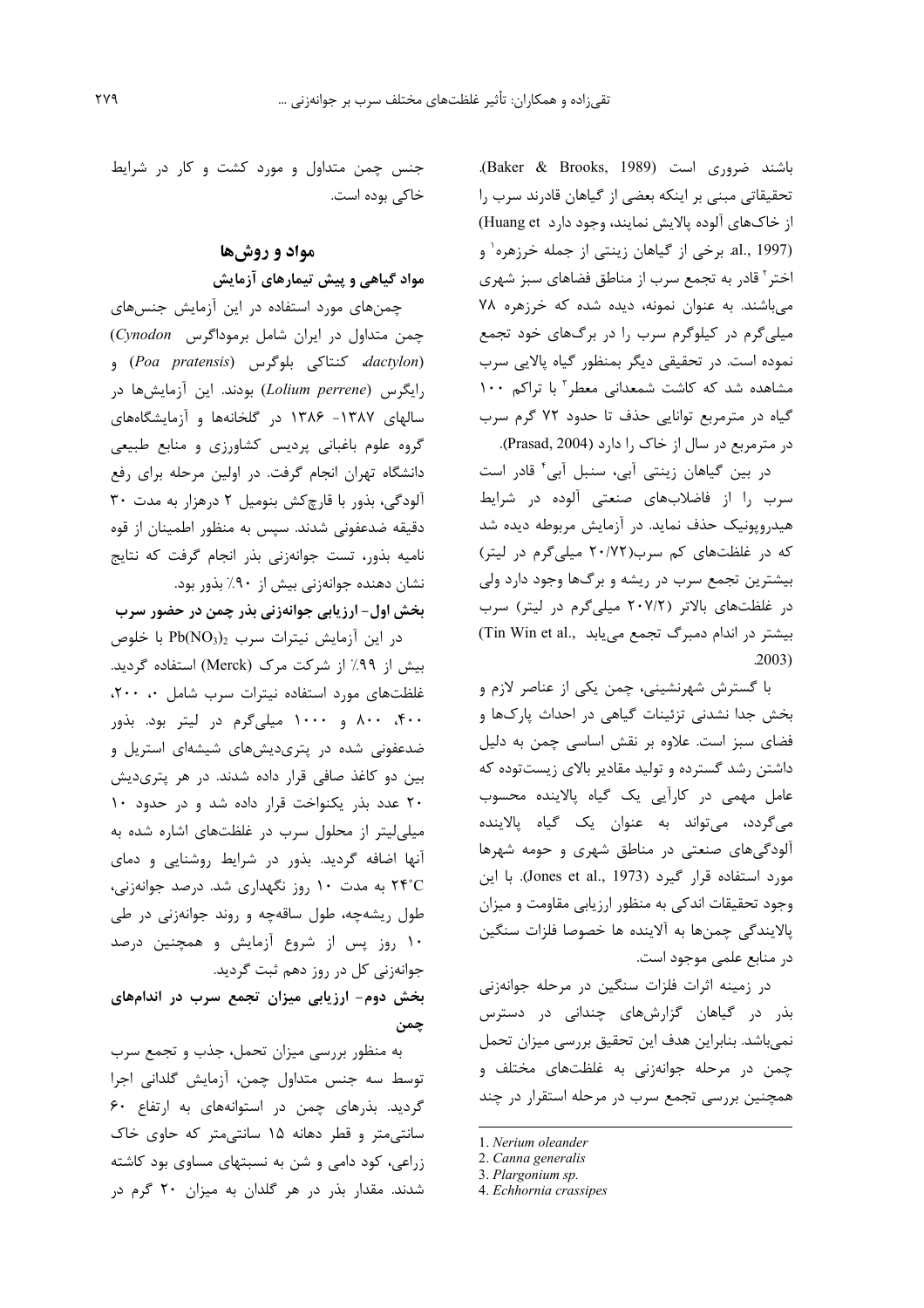باشند ضروری است (Baker & Brooks, 1989). تحقیقاتی مبنی بر اینکه بعضی از گیاهان قادرند سرب را از خاک‌های آلوده پالایش نمایند، وجود دارد (Huang et al., 1997). برخی از گیاهان زینتی از جمله خرزهره[1] و اختر[2] قادر به تجمع سرب از مناطق فضاهای سبز شهری می‌باشند. به عنوان نمونه، دیده شده که خرزهره ۷۸ میلی‌گرم در کیلوگرم سرب را در برگ‌های خود تجمع نموده است. در تحقیقی دیگر بمنظور گیاه پالایی سرب مشاهده شد که کاشت شمعدانی معطر[3] با تراکم ۱۰۰ گیاه در مترمربع توانایی حذف تا حدود ۷۲ گرم سرب در مترمربع در سال از خاک را دارد (Prasad, 2004).

در بین گیاهان زینتی آبی، سنبل آبی[4] قادر است سرب را از فاضلاب‌های صنعتی آلوده در شرایط هیدروپونیک حذف نماید. در آزمایش مربوطه دیده شد که در غلظت‌های کم سرب(۲۰/۷۲ میلی‌گرم در لیتر) بیشترین تجمع سرب در ریشه و برگ‌ها وجود دارد ولی در غلظت‌های بالاتر (۲۰۷/۲ میلی‌گرم در لیتر) سرب بیشتر در اندام دمبرگ تجمع می‌یابد (Tin Win et al., 2003).

با گسترش شهرنشینی، چمن یکی از عناصر لازم و بخش جدا نشدنی تزئینات گیاهی در احداث پارک‌ها و فضای سبز است. علاوه بر نقش اساسی چمن به دلیل داشتن رشد گسترده و تولید مقادیر بالای زیست‌توده که عامل مهمی در کارآیی یک گیاه پالاینده محسوب می‌گردد، می‌تواند به عنوان یک گیاه پالاینده آلودگی‌های صنعتی در مناطق شهری و حومه شهرها مورد استفاده قرار گیرد (Jones et al., 1973). با این وجود تحقیقات اندکی به منظور ارزیابی مقاومت و میزان پالایندگی چمن‌ها به آلاینده ها خصوصا فلزات سنگین در منابع علمی موجود است.

در زمینه اثرات فلزات سنگین در مرحله جوانه‌زنی بذر در گیاهان گزارش‌های چندانی در دسترس نمی‌باشد. بنابراین هدف این تحقیق بررسی میزان تحمل چمن در مرحله جوانه‌زنی به غلظت‌های مختلف و همچنین بررسی تجمع سرب در مرحله استقرار در چند جنس چمن متداول و مورد کشت و کار در شرایط خاکی بوده است.

## مواد و روش‌ها

### مواد گیاهی و پیش تیمارهای آزمایش

چمن‌های مورد استفاده در این آزمایش جنس‌های چمن متداول در ایران شامل برموداگرس (*Cynodon dactylon*)، کنتاکی بلوگرس (*Poa pratensis*) و رایگرس (*Lolium perrene*) بودند. این آزمایش‌ها در سالهای ۱۳۸۷- ۱۳۸۶ در گلخانه‌ها و آزمایشگاه‌های گروه علوم باغبانی پردیس کشاورزی و منابع طبیعی دانشگاه تهران انجام گرفت. در اولین مرحله برای رفع آلودگی، بذور با قارچ‌کش بنومیل ۲ درهزار به مدت ۳۰ دقیقه ضدعفونی شدند. سپس به منظور اطمینان از قوه نامیه بذور، تست جوانه‌زنی بذر انجام گرفت که نتایج نشان دهنده جوانه‌زنی بیش از ۹۰٪ بذور بود.

### بخش اول- ارزیابی جوانه‌زنی بذر چمن در حضور سرب

در این آزمایش نیترات سرب $Pb(NO_3)_2$ با خلوص بیش از ۹۹٪ از شرکت مرک (Merck) استفاده گردید. غلظت‌های مورد استفاده نیترات سرب شامل ۰، ۲۰۰، ۴۰۰، ۸۰۰ و ۱۰۰۰ میلی‌گرم در لیتر بود. بذور ضدعفونی شده در پتری‌دیش‌های شیشه‌ای استریل و بین دو کاغذ صافی قرار داده شدند. در هر پتری‌دیش ۲۰ عدد بذر یکنواخت قرار داده شد و در حدود ۱۰ میلی‌لیتر از محلول سرب در غلظت‌های اشاره شده به آنها اضافه گردید. بذور در شرایط روشنایی و دمای ۲۴°C به مدت ۱۰ روز نگهداری شد. درصد جوانه‌زنی، طول ریشه‌چه، طول ساقه‌چه و روند جوانه‌زنی در طی ۱۰ روز پس از شروع آزمایش و همچنین درصد جوانه‌زنی کل در روز دهم ثبت گردید.

### بخش دوم- ارزیابی میزان تجمع سرب در اندام‌های چمن

به منظور بررسی میزان تحمل، جذب و تجمع سرب توسط سه جنس متداول چمن، آزمایش گلدانی اجرا گردید. بذرهای چمن در استوانه‌های به ارتفاع ۶۰ سانتی‌متر و قطر دهانه ۱۵ سانتی‌متر که حاوی خاک زراعی، کود دامی و شن به نسبتهای مساوی بود کاشته شدند. مقدار بذر در هر گلدان به میزان ۲۰ گرم در

---

1. *Nerium oleander*
2. *Canna generalis*
3. *Plargonium sp.*
4. *Echhornia crassipes*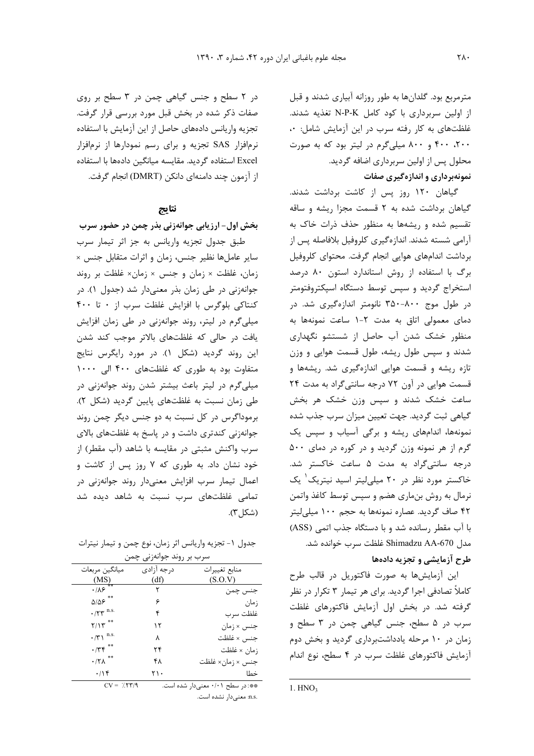مترمربع بود. گلدان‌ها به طور روزانه آبیاری شدند و قبل از اولین سربرداری با کود کامل N-P-K تغذیه شدند. غلظت‌های به کار رفته سرب در این آزمایش شامل: ۰، ۲۰۰، ۴۰۰ و ۸۰۰ میلی‌گرم در لیتر بود که به صورت محلول پس از اولین سربرداری اضافه گردید.

**نمونه‌برداری و اندازه‌گیری صفات**

گیاهان ۱۲۰ روز پس از کاشت برداشت شدند. گیاهان برداشت شده به ۲ قسمت مجزا ریشه و ساقه تقسیم شده و ریشه‌ها به منظور حذف ذرات خاک به آرامی شسته شدند. اندازه‌گیری کلروفیل بلافاصله پس از برداشت اندام‌های هوایی انجام گرفت. محتوای کلروفیل برگ با استفاده از روش استاندارد استون ۸۰ درصد استخراج گردید و سپس توسط دستگاه اسپکتروفتومتر در طول موج ۸۰۰-۳۵۰ نانومتر اندازه‌گیری شد. در دمای معمولی اتاق به مدت ۲-۱ ساعت نمونه‌ها به منظور خشک شدن آب حاصل از شستشو نگهداری شدند و سپس طول ریشه، طول قسمت هوایی و وزن تازه ریشه و قسمت هوایی اندازه‌گیری شد. ریشه‌ها و قسمت هوایی در آون ۷۲ درجه سانتی‌گراد به مدت ۲۴ ساعت خشک شدند و سپس وزن خشک هر بخش گیاهی ثبت گردید. جهت تعیین میزان سرب جذب شده نمونه‌ها، اندام‌های ریشه و برگی آسیاب و سپس یک گرم از هر نمونه وزن گردید و در کوره در دمای ۵۰۰ درجه سانتی‌گراد به مدت ۵ ساعت خاکستر شد. خاکستر مورد نظر در ۲۰ میلی‌لیتر اسید نیتریک[1] یک نرمال به روش بن‌ماری هضم و سپس توسط کاغذ واتمن ۴۲ صاف گردید. عصاره نمونه‌ها به حجم ۱۰۰ میلی‌لیتر با آب مقطر رسانده شد و با دستگاه جذب اتمی (ASS) مدل Shimadzu AA-670 غلظت سرب خوانده شد.

**طرح آزمایشی و تجزیه داده‌ها**

این آزمایش‌ها به صورت فاکتوریل در قالب طرح کاملاً تصادفی اجرا گردید. برای هر تیمار ۳ تکرار در نظر گرفته شد. در بخش اول آزمایش فاکتورهای غلظت سرب در ۵ سطح، جنس گیاهی چمن در ۳ سطح و زمان در ۱۰ مرحله یادداشت‌برداری گردید و بخش دوم آزمایش فاکتورهای غلظت سرب در ۴ سطح، نوع اندام در ۲ سطح و جنس گیاهی چمن در ۳ سطح بر روی صفات ذکر شده در بخش قبل مورد بررسی قرار گرفت. تجزیه واریانس داده‌های حاصل از این آزمایش با استفاده نرم‌افزار SAS تجزیه و برای رسم نمودارها از نرم‌افزار Excel استفاده گردید. مقایسه میانگین داده‌ها با استفاده از آزمون چند دامنه‌ای دانکن (DMRT) انجام گرفت.

[1]. $HNO_3$

## نتایج

**بخش اول- ارزیابی جوانه‌زنی بذر چمن در حضور سرب**

طبق جدول تجزیه واریانس به جز اثر تیمار سرب سایر عامل‌ها نظیر جنس، زمان و اثرات متقابل جنس × زمان، غلظت × زمان و جنس × زمان× غلظت بر روند جوانه‌زنی در طی زمان بذر معنی‌دار شد (جدول ۱). در کنتاکی بلوگرس با افزایش غلظت سرب از ۰ تا ۴۰۰ میلی‌گرم در لیتر، روند جوانه‌زنی در طی زمان افزایش یافت در حالی که غلظت‌های بالاتر موجب کند شدن این روند گردید (شکل ۱). در مورد رایگرس نتایج متفاوت بود به طوری که غلظت‌های ۴۰۰ الی ۱۰۰۰ میلی‌گرم در لیتر باعث بیشتر شدن روند جوانه‌زنی در طی زمان نسبت به غلظت‌های پایین گردید (شکل ۲). برموداگرس در کل نسبت به دو جنس دیگر چمن روند جوانه‌زنی کندتری داشت و در پاسخ به غلظت‌های بالای سرب واکنش مثبتی در مقایسه با شاهد (آب مقطر) از خود نشان داد. به طوری که ۷ روز پس از کاشت و اعمال تیمار سرب افزایش معنی‌دار روند جوانه‌زنی در تمامی غلظت‌های سرب نسبت به شاهد دیده شد (شکل ۳).

جدول ۱- تجزیه واریانس اثر زمان، نوع چمن و تیمار نیترات سرب بر روند جوانه‌زنی چمن

| منابع تغییرات (S.O.V) | درجه آزادی (df) | میانگین مربعات (MS) |
|---|---|---|
| جنس چمن | ۲ | ۰/۸۶ ** |
| زمان | ۶ | ۵/۵۶ ** |
| غلظت سرب | ۴ | ۰/۲۳ n.s. |
| جنس × زمان | ۱۲ | ۲/۱۳ ** |
| جنس × غلظت | ۸ | ۰/۳۱ n.s. |
| زمان × غلظت | ۲۴ | ۰/۳۴ ** |
| جنس × زمان× غلظت | ۴۸ | ۰/۲۸ ** |
| خطا | ۲۱۰ | ۰/۱۴ |

**: در سطح ۰/۰۱ معنی‌دار شده است. CV = ٪۲۳/۹

n.s.: معنی‌دار نشده است.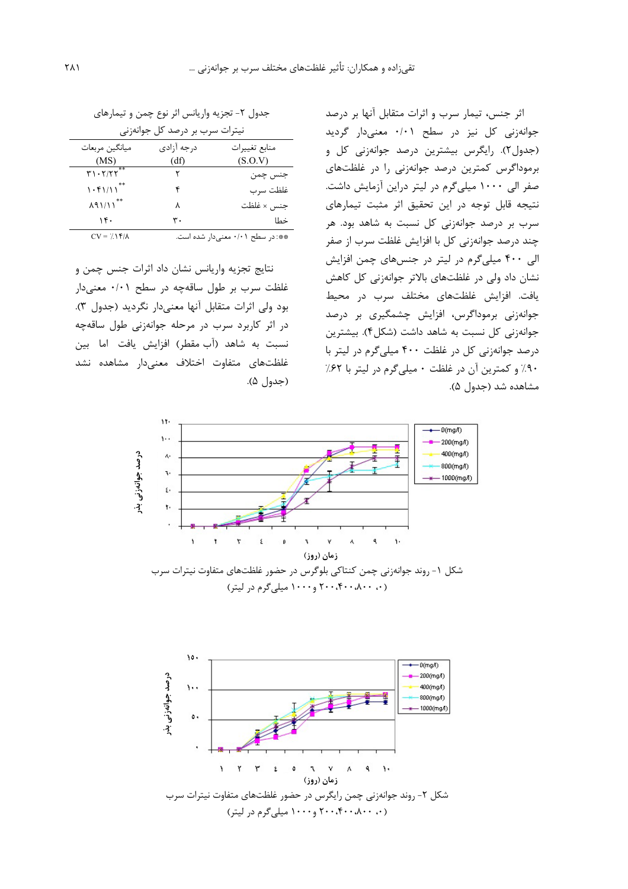اثر جنس، تیمار سرب و اثرات متقابل آنها بر درصد جوانه‌زنی کل نیز در سطح ۰/۰۱ معنی‌دار گردید (جدول۲). رایگرس بیشترین درصد جوانه‌زنی کل و برموداگرس کمترین درصد جوانه‌زنی را در غلظت‌های صفر الی ۱۰۰۰ میلی‌گرم در لیتر دراین آزمایش داشت. نتیجه قابل توجه در این تحقیق اثر مثبت تیمارهای سرب بر درصد جوانه‌زنی کل نسبت به شاهد بود. هر چند درصد جوانه‌زنی کل با افزایش غلظت سرب از صفر الی ۴۰۰ میلی‌گرم در لیتر در جنس‌های چمن افزایش نشان داد ولی در غلظت‌های بالاتر جوانه‌زنی کل کاهش یافت. افزایش غلظت‌های مختلف سرب در محیط جوانه‌زنی برموداگرس، افزایش چشمگیری بر درصد جوانه‌زنی کل نسبت به شاهد داشت (شکل۴). بیشترین درصد جوانه‌زنی کل در غلظت ۴۰۰ میلی‌گرم در لیتر با ۹۰٪ و کمترین آن در غلظت ۰ میلی‌گرم در لیتر با ۶۲٪ مشاهده شد (جدول ۵).

جدول ۲- تجزیه واریانس اثر نوع چمن و تیمارهای نیترات سرب بر درصد کل جوانه‌زنی

| منابع تغییرات (S.O.V) | درجه آزادی (df) | میانگین مربعات (MS) |
|---|---|---|
| جنس چمن | ۲ | ۳۱۰۲/۲۲** |
| غلظت سرب | ۴ | ۱۰۴۱/۱۱** |
| جنس × غلظت | ۸ | ۸۹۱/۱۱** |
| خطا | ۳۰ | ۱۴۰ |

**: در سطح ۰/۰۱ معنی‌دار شده است. CV = ٪۱۴/۸

نتایج تجزیه واریانس نشان داد اثرات جنس چمن و غلظت سرب بر طول ساقه‌چه در سطح ۰/۰۱ معنی‌دار بود ولی اثرات متقابل آنها معنی‌دار نگردید (جدول ۳). در اثر کاربرد سرب در مرحله جوانه‌زنی طول ساقه‌چه نسبت به شاهد (آب مقطر) افزایش یافت اما بین غلظت‌های متفاوت اختلاف معنی‌دار مشاهده نشد (جدول ۵).

شکل ۱- روند جوانه‌زنی چمن کنتاکی بلوگرس در حضور غلظت‌های متفاوت نیترات سرب (۰، ۲۰۰،۴۰۰،۸۰۰ و ۱۰۰۰ میلی‌گرم در لیتر)

شکل ۲- روند جوانه‌زنی چمن رایگرس در حضور غلظت‌های متفاوت نیترات سرب (۰، ۲۰۰،۴۰۰،۸۰۰ و ۱۰۰۰ میلی‌گرم در لیتر)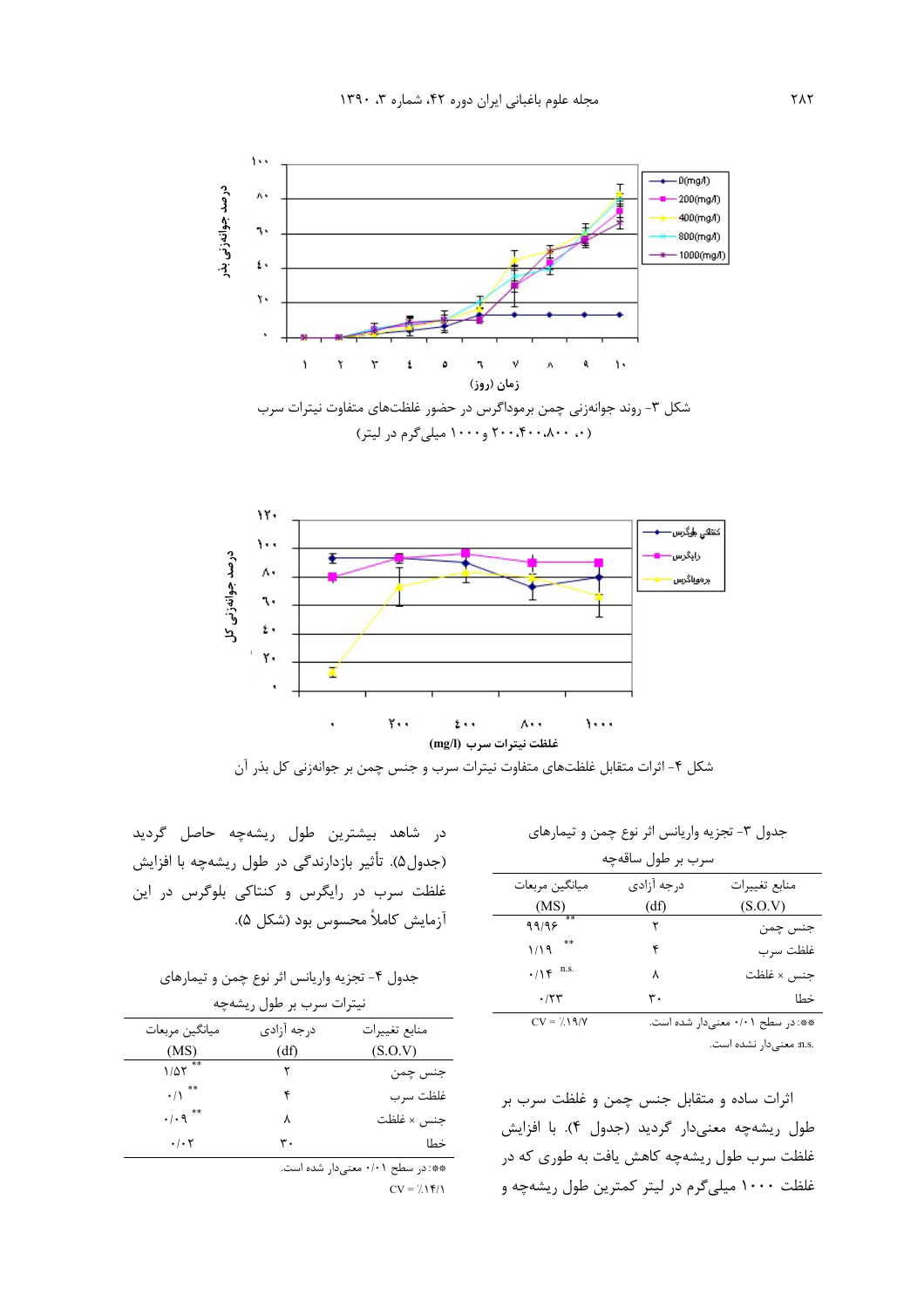شکل ۳- روند جوانه‌زنی چمن برموداگرس در حضور غلظت‌های متفاوت نیترات سرب (۰، ۲۰۰،۴۰۰،۸۰۰ و ۱۰۰۰ میلی‌گرم در لیتر)

شکل ۴- اثرات متقابل غلظت‌های متفاوت نیترات سرب و جنس چمن بر جوانه‌زنی کل بذر آن

جدول ۳- تجزیه واریانس اثر نوع چمن و تیمارهای سرب بر طول ساقه‌چه

| منابع تغییرات (S.O.V) | درجه آزادی (df) | میانگین مربعات (MS) |
|---|---|---|
| جنس چمن | ۲ | ۹۹/۹۶ ** |
| غلظت سرب | ۴ | ۱/۱۹ ** |
| جنس × غلظت | ۸ | ۰/۱۴ n.s. |
| خطا | ۳۰ | ۰/۲۳ |
| | | CV = ٪۱۹/۷ |

**: در سطح ۰/۰۱ معنی‌دار شده است.
n.s.: معنی‌دار نشده است.

اثرات ساده و متقابل جنس چمن و غلظت سرب بر طول ریشه‌چه معنی‌دار گردید (جدول ۴). با افزایش غلظت سرب طول ریشه‌چه کاهش یافت به طوری که در غلظت ۱۰۰۰ میلی‌گرم در لیتر کمترین طول ریشه‌چه و در شاهد بیشترین طول ریشه‌چه حاصل گردید (جدول۵). تأثیر بازدارندگی در طول ریشه‌چه با افزایش غلظت سرب در رایگرس و کنتاکی بلوگرس در این آزمایش کاملاً محسوس بود (شکل ۵).

جدول ۴- تجزیه واریانس اثر نوع چمن و تیمارهای نیترات سرب بر طول ریشه‌چه

| منابع تغییرات (S.O.V) | درجه آزادی (df) | میانگین مربعات (MS) |
|---|---|---|
| جنس چمن | ۲ | ۱/۵۲ ** |
| غلظت سرب | ۴ | ۰/۱ ** |
| جنس × غلظت | ۸ | ۰/۰۹ ** |
| خطا | ۳۰ | ۰/۰۲ |
| | | CV = ٪۱۴/۱ |

**: در سطح ۰/۰۱ معنی‌دار شده است.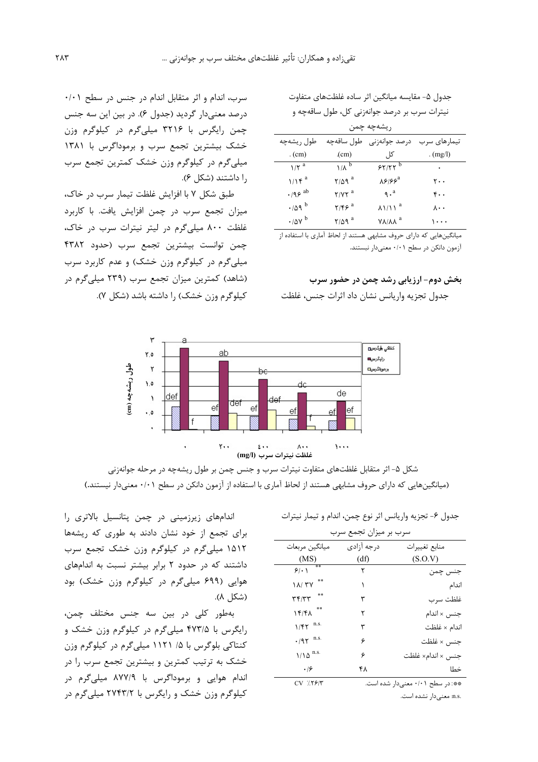جدول ۵- مقایسه میانگین اثر ساده غلظت‌های متفاوت نیترات سرب بر درصد جوانه‌زنی کل، طول ساقه‌چه و ریشه‌چه چمن

| تیمارهای سرب (mg/l) | درصد جوانه‌زنی کل | طول ساقه‌چه (cm) | طول ریشه‌چه (cm) |
|---|---|---|---|
| ۰ | ۶۲/۲۲ [b] | ۱/۸ [b] | ۱/۲ [a] |
| ۲۰۰ | ۸۶/۶۶ [a] | ۲/۵۹ [a] | ۱/۱۴ [a] |
| ۴۰۰ | ۹۰ [a] | ۲/۷۲ [a] | ۰/۹۶ [ab] |
| ۸۰۰ | ۸۱/۱۱ [a] | ۲/۴۶ [a] | ۰/۵۹ [b] |
| ۱۰۰۰ | ۷۸/۸۸ [a] | ۲/۵۹ [a] | ۰/۵۷ [b] |

میانگین‌هایی که دارای حروف مشابهی هستند از لحاظ آماری با استفاده از آزمون دانکن در سطح ۰/۰۱ معنی‌دار نیستند.

## بخش دوم- ارزیابی رشد چمن در حضور سرب

جدول تجزیه واریانس نشان داد اثرات جنس، غلظت سرب، اندام و اثر متقابل اندام در جنس در سطح ۰/۰۱ درصد معنی‌دار گردید (جدول ۶). در بین این سه جنس چمن رایگرس با ۳۲۱۶ میلی‌گرم در کیلوگرم وزن خشک بیشترین تجمع سرب و برموداگرس با ۱۳۸۱ میلی‌گرم در کیلوگرم وزن خشک کمترین تجمع سرب را داشتند (شکل ۶).

طبق شکل ۷ با افزایش غلظت تیمار سرب در خاک، میزان تجمع سرب در چمن افزایش یافت. با کاربرد غلظت ۸۰۰ میلی‌گرم در لیتر نیترات سرب در خاک، چمن توانست بیشترین تجمع سرب (حدود ۴۳۸۲ میلی‌گرم در کیلوگرم وزن خشک) و عدم کاربرد سرب (شاهد) کمترین میزان تجمع سرب (۲۳۹ میلی‌گرم در کیلوگرم وزن خشک) را داشته باشد (شکل ۷).

شکل ۵- اثر متقابل غلظت‌های متفاوت نیترات سرب و جنس چمن بر طول ریشه‌چه در مرحله جوانه‌زنی
(میانگین‌هایی که دارای حروف مشابهی هستند از لحاظ آماری با استفاده از آزمون دانکن در سطح ۰/۰۱ معنی‌دار نیستند.)

جدول ۶- تجزیه واریانس اثر نوع چمن، اندام و تیمار نیترات سرب بر میزان تجمع سرب

| منابع تغییرات (S.O.V) | درجه آزادی (df) | میانگین مربعات (MS) |
|---|---|---|
| جنس چمن | ۲ | ۶/۰۱ ** |
| اندام | ۱ | ۱۸/۳۷ ** |
| غلظت سرب | ۳ | ۳۴/۳۳ ** |
| جنس × اندام | ۲ | ۱۴/۴۸ ** |
| اندام × غلظت | ۳ | ۱/۴۲ n.s. |
| جنس × غلظت | ۶ | ۰/۹۲ n.s. |
| جنس × اندام× غلظت | ۶ | ۱/۱۵ n.s. |
| خطا | ۴۸ | ۰/۶ |
| | | CV ٪۲۶/۳ |

**: در سطح ۰/۰۱ معنی‌دار شده است.
n.s.: معنی‌دار نشده است.

اندام‌های زیرزمینی در چمن پتانسیل بالاتری را برای تجمع از خود نشان دادند به طوری که ریشه‌ها ۱۵۱۲ میلی‌گرم در کیلوگرم وزن خشک تجمع سرب داشتند که در حدود ۲ برابر بیشتر نسبت به اندام‌های هوایی (۶۹۹ میلی‌گرم در کیلوگرم وزن خشک) بود (شکل ۸).

به‌طور کلی در بین سه جنس مختلف چمن، رایگرس با ۴۷۳/۵ میلی‌گرم در کیلوگرم وزن خشک و کنتاکی بلوگرس با ۵/ ۱۱۲۱ میلی‌گرم در کیلوگرم وزن خشک به ترتیب کمترین و بیشترین تجمع سرب را در اندام هوایی و برموداگرس با ۸۷۷/۹ میلی‌گرم در کیلوگرم وزن خشک و رایگرس با ۲۷۴۳/۲ میلی‌گرم در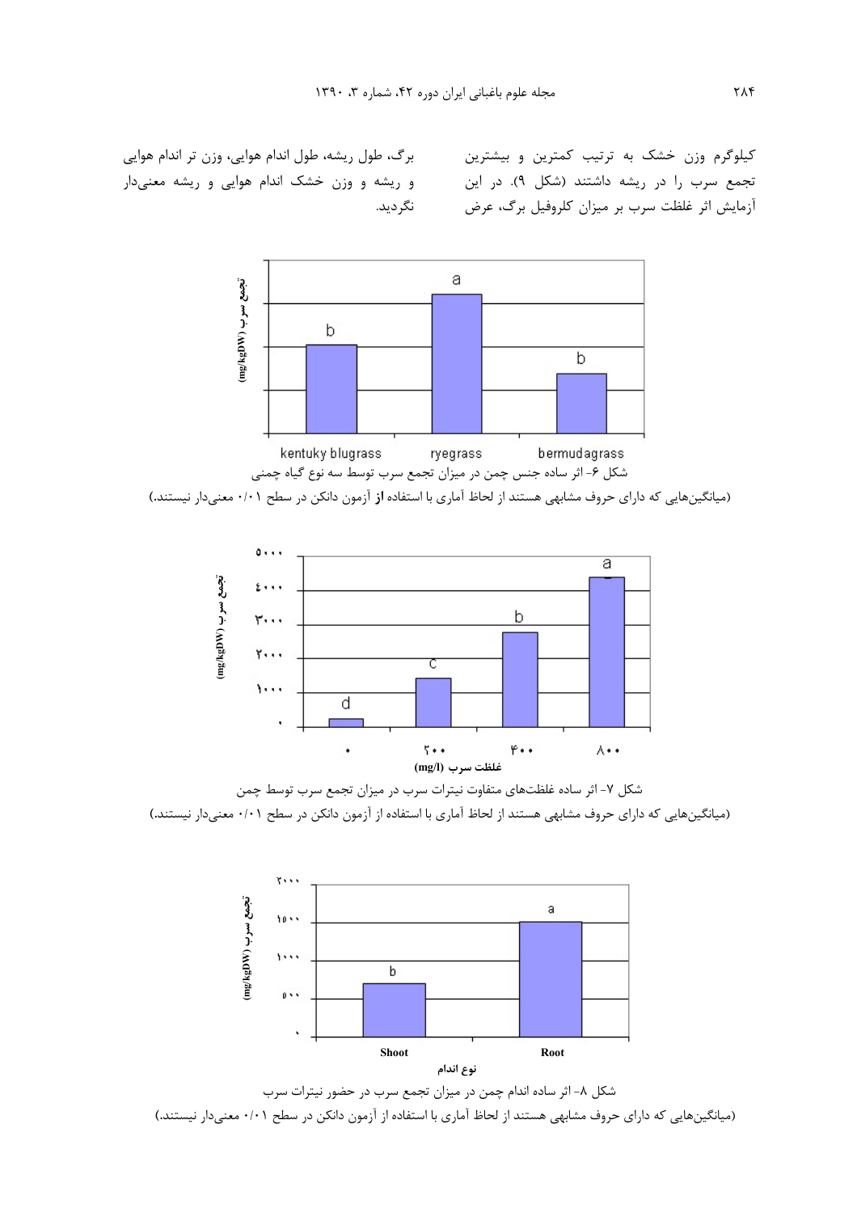کیلوگرم وزن خشک به ترتیب کمترین و بیشترین تجمع سرب را در ریشه داشتند (شکل ۹). در این آزمایش اثر غلظت سرب بر میزان کلروفیل برگ، عرض برگ، طول ریشه، طول اندام هوایی، وزن تر اندام هوایی و ریشه و وزن خشک اندام هوایی و ریشه معنی‌دار نگردید.

شکل ۶- اثر ساده جنس چمن در میزان تجمع سرب توسط سه نوع گیاه چمنی

(میانگین‌هایی که دارای حروف مشابهی هستند از لحاظ آماری با استفاده از آزمون دانکن در سطح ۰/۰۱ معنی‌دار نیستند.)

شکل ۷- اثر ساده غلظت‌های متفاوت نیترات سرب در میزان تجمع سرب توسط چمن

(میانگین‌هایی که دارای حروف مشابهی هستند از لحاظ آماری با استفاده از آزمون دانکن در سطح ۰/۰۱ معنی‌دار نیستند.)

شکل ۸- اثر ساده اندام چمن در میزان تجمع سرب در حضور نیترات سرب

(میانگین‌هایی که دارای حروف مشابهی هستند از لحاظ آماری با استفاده از آزمون دانکن در سطح ۰/۰۱ معنی‌دار نیستند.)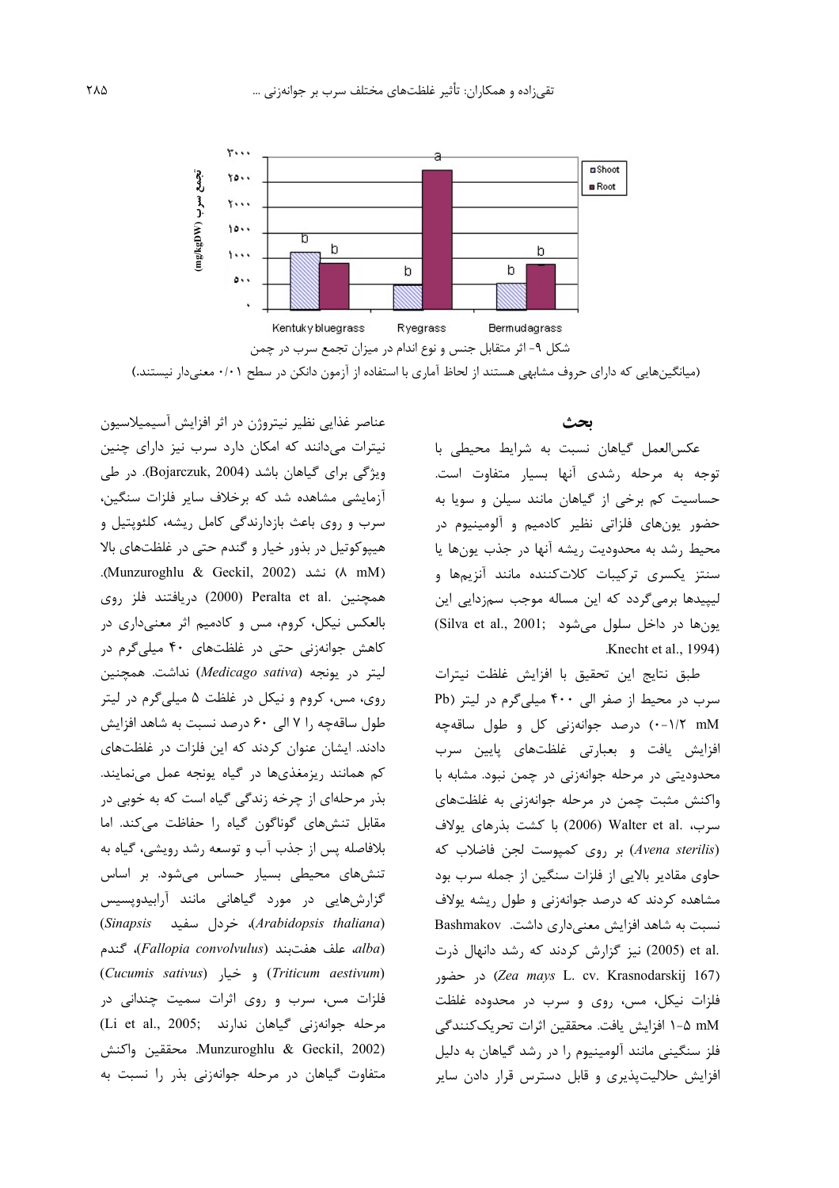شکل ۹- اثر متقابل جنس و نوع اندام در میزان تجمع سرب در چمن

(میانگین‌هایی که دارای حروف مشابهی هستند از لحاظ آماری با استفاده از آزمون دانکن در سطح ۰/۰۱ معنی‌دار نیستند.)

## بحث

عکس‌العمل گیاهان نسبت به شرایط محیطی با توجه به مرحله رشدی آنها بسیار متفاوت است. حساسیت کم برخی از گیاهان مانند سیلن و سویا به حضور یون‌های فلزاتی نظیر کادمیم و آلومینیوم در محیط رشد به محدودیت ریشه آنها در جذب یون‌ها یا سنتز یکسری ترکیبات کلات‌کننده مانند آنزیم‌ها و لیپیدها برمی‌گردد که این مساله موجب سم‌زدایی این یون‌ها در داخل سلول می‌شود (Silva et al., 2001; Knecht et al., 1994).

طبق نتایج این تحقیق با افزایش غلظت نیترات سرب در محیط از صفر الی ۴۰۰ میلی‌گرم در لیتر (Pb ۰-۱/۲ mM) درصد جوانه‌زنی کل و طول ساقه‌چه افزایش یافت و بعبارتی غلظت‌های پایین سرب محدودیتی در مرحله جوانه‌زنی در چمن نبود. مشابه با واکنش مثبت چمن در مرحله جوانه‌زنی به غلظت‌های سرب، Walter et al. (2006) با کشت بذرهای یولاف (*Avena sterilis*) بر روی کمپوست لجن فاضلاب که حاوی مقادیر بالایی از فلزات سنگین از جمله سرب بود مشاهده کردند که درصد جوانه‌زنی و طول ریشه یولاف نسبت به شاهد افزایش معنی‌داری داشت. Bashmakov et al. (2005) نیز گزارش کردند که رشد دانهال ذرت (*Zea mays* L. cv. Krasnodarskij 167) در حضور فلزات نیکل، مس، روی و سرب در محدوده غلظت ۱-۵ mM افزایش یافت. محققین اثرات تحریک‌کنندگی فلز سنگینی مانند آلومینیوم را در رشد گیاهان به دلیل افزایش حلالیت‌پذیری و قابل دسترس قرار دادن سایر عناصر غذایی نظیر نیتروژن در اثر افزایش آسیمیلاسیون نیترات می‌دانند که امکان دارد سرب نیز دارای چنین ویژگی برای گیاهان باشد (Bojarczuk, 2004). در طی آزمایشی مشاهده شد که برخلاف سایر فلزات سنگین، سرب و روی باعث بازدارندگی کامل ریشه، کلئوپتیل و هیپوکوتیل در بذور خیار و گندم حتی در غلظت‌های بالا (۸ mM) نشد (Munzuroghlu & Geckil, 2002). همچنین Peralta et al. (2000) دریافتند فلز روی بالعکس نیکل، کروم، مس و کادمیم اثر معنی‌داری در کاهش جوانه‌زنی حتی در غلظت‌های ۴۰ میلی‌گرم در لیتر در یونجه (*Medicago sativa*) نداشت. همچنین روی، مس، کروم و نیکل در غلظت ۵ میلی‌گرم در لیتر طول ساقه‌چه را ۷ الی ۶۰ درصد نسبت به شاهد افزایش دادند. ایشان عنوان کردند که این فلزات در غلظت‌های کم همانند ریزمغذی‌ها در گیاه یونجه عمل می‌نمایند. بذر مرحله‌ای از چرخه زندگی گیاه است که به خوبی در مقابل تنش‌های گوناگون گیاه را حفاظت می‌کند. اما بلافاصله پس از جذب آب و توسعه رشد رویشی، گیاه به تنش‌های محیطی بسیار حساس می‌شود. بر اساس گزارش‌هایی در مورد گیاهانی مانند آرابیدوپسیس (*Arabidopsis thaliana*)، خردل سفید (*Sinapsis alba*)، علف هفت‌بند (*Fallopia convolvulus*)، گندم (*Triticum aestivum*) و خیار (*Cucumis sativus*) فلزات مس، سرب و روی اثرات سمیت چندانی در مرحله جوانه‌زنی گیاهان ندارند (Li et al., 2005; Munzuroghlu & Geckil, 2002). محققین واکنش متفاوت گیاهان در مرحله جوانه‌زنی بذر را نسبت به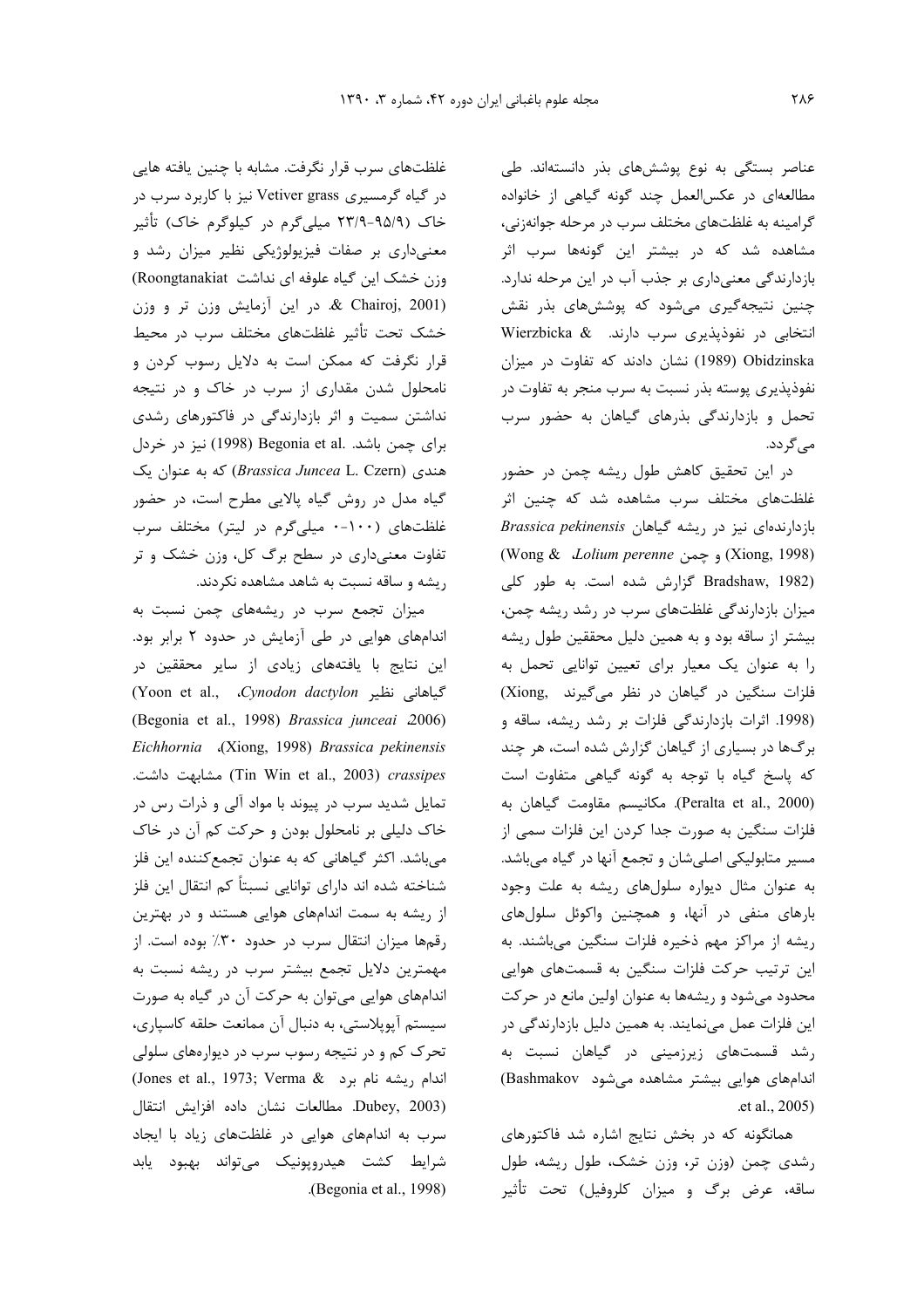عناصر بستگی به نوع پوشش‌های بذر دانسته‌اند. طی مطالعه‌ای در عکس‌العمل چند گونه گیاهی از خانواده گرامینه به غلظت‌های مختلف سرب در مرحله جوانه‌زنی، مشاهده شد که در بیشتر این گونه‌ها سرب اثر بازدارندگی معنی‌داری بر جذب آب در این مرحله ندارد. چنین نتیجه‌گیری می‌شود که پوشش‌های بذر نقش انتخابی در نفوذپذیری سرب دارند. Wierzbicka & Obidzinska (1989) نشان دادند که تفاوت در میزان نفوذپذیری پوسته بذر نسبت به سرب منجر به تفاوت در تحمل و بازدارندگی بذرهای گیاهان به حضور سرب می‌گردد.

در این تحقیق کاهش طول ریشه چمن در حضور غلظت‌های مختلف سرب مشاهده شد که چنین اثر بازدارنده‌ای نیز در ریشه گیاهان *Brassica pekinensis* (Xiong, 1998) و چمن *Lolium perenne*، (Wong & Bradshaw, 1982) گزارش شده است. به طور کلی میزان بازدارندگی غلظت‌های سرب در رشد ریشه چمن، بیشتر از ساقه بود و به همین دلیل محققین طول ریشه را به عنوان یک معیار برای تعیین توانایی تحمل به فلزات سنگین در گیاهان در نظر می‌گیرند (Xiong, 1998). اثرات بازدارندگی فلزات بر رشد ریشه، ساقه و برگ‌ها در بسیاری از گیاهان گزارش شده است، هر چند که پاسخ گیاه با توجه به گونه گیاهی متفاوت است (Peralta et al., 2000). مکانیسم مقاومت گیاهان به فلزات سنگین به صورت جدا کردن این فلزات سمی از مسیر متابولیکی اصلی‌شان و تجمع آنها در گیاه می‌باشد. به عنوان مثال دیواره سلول‌های ریشه به علت وجود بارهای منفی در آنها، و همچنین واکوئل سلول‌های ریشه از مراکز مهم ذخیره فلزات سنگین می‌باشند. به این ترتیب حرکت فلزات سنگین به قسمت‌های هوایی محدود می‌شود و ریشه‌ها به عنوان اولین مانع در حرکت این فلزات عمل می‌نمایند. به همین دلیل بازدارندگی در رشد قسمت‌های زیرزمینی در گیاهان نسبت به اندام‌های هوایی بیشتر مشاهده می‌شود (Bashmakov et al., 2005).

همانگونه که در بخش نتایج اشاره شد فاکتورهای رشدی چمن (وزن تر، وزن خشک، طول ریشه، طول ساقه، عرض برگ و میزان کلروفیل) تحت تأثیر غلظت‌های سرب قرار نگرفت. مشابه با چنین یافته هایی در گیاه گرمسیری Vetiver grass نیز با کاربرد سرب در خاک (۹۵/۹-۲۳/۹ میلی‌گرم در کیلوگرم خاک) تأثیر معنی‌داری بر صفات فیزیولوژیکی نظیر میزان رشد و وزن خشک این گیاه علوفه ای نداشت (Roongtanakiat & Chairoj, 2001). در این آزمایش وزن تر و وزن خشک تحت تأثیر غلظت‌های مختلف سرب در محیط قرار نگرفت که ممکن است به دلایل رسوب کردن و نامحلول شدن مقداری از سرب در خاک و در نتیجه نداشتن سمیت و اثر بازدارندگی در فاکتورهای رشدی برای چمن باشد. Begonia et al. (1998) نیز در خردل هندی (*Brassica Juncea* L. Czern) که به عنوان یک گیاه مدل در روش گیاه پالایی مطرح است، در حضور غلظت‌های (۱۰۰-۰ میلی‌گرم در لیتر) مختلف سرب تفاوت معنی‌داری در سطح برگ کل، وزن خشک و تر ریشه و ساقه نسبت به شاهد مشاهده نکردند.

میزان تجمع سرب در ریشه‌های چمن نسبت به اندام‌های هوایی در طی آزمایش در حدود ۲ برابر بود. این نتایج با یافته‌های زیادی از سایر محققین در گیاهانی نظیر *Cynodon dactylon*، (Yoon et al., 2006)، *Brassica junceai* (Begonia et al., 1998)، *Brassica pekinensis* (Xiong, 1998)، *Eichhornia crassipes* (Tin Win et al., 2003) مشابهت داشت. تمایل شدید سرب در پیوند با مواد آلی و ذرات رس در خاک دلیلی بر نامحلول بودن و حرکت کم آن در خاک می‌باشد. اکثر گیاهانی که به عنوان تجمع‌کننده این فلز شناخته شده اند دارای توانایی نسبتاً کم انتقال این فلز از ریشه به سمت اندام‌های هوایی هستند و در بهترین رقم‌ها میزان انتقال سرب در حدود ۳۰٪ بوده است. از مهمترین دلایل تجمع بیشتر سرب در ریشه نسبت به اندام‌های هوایی می‌توان به حرکت آن در گیاه به صورت سیستم آپوپلاستی، به دنبال آن ممانعت حلقه کاسپاری، تحرک کم و در نتیجه رسوب سرب در دیواره‌های سلولی اندام ریشه نام برد (Jones et al., 1973; Verma & Dubey, 2003). مطالعات نشان داده افزایش انتقال سرب به اندام‌های هوایی در غلظت‌های زیاد با ایجاد شرایط کشت هیدروپونیک می‌تواند بهبود یابد (Begonia et al., 1998).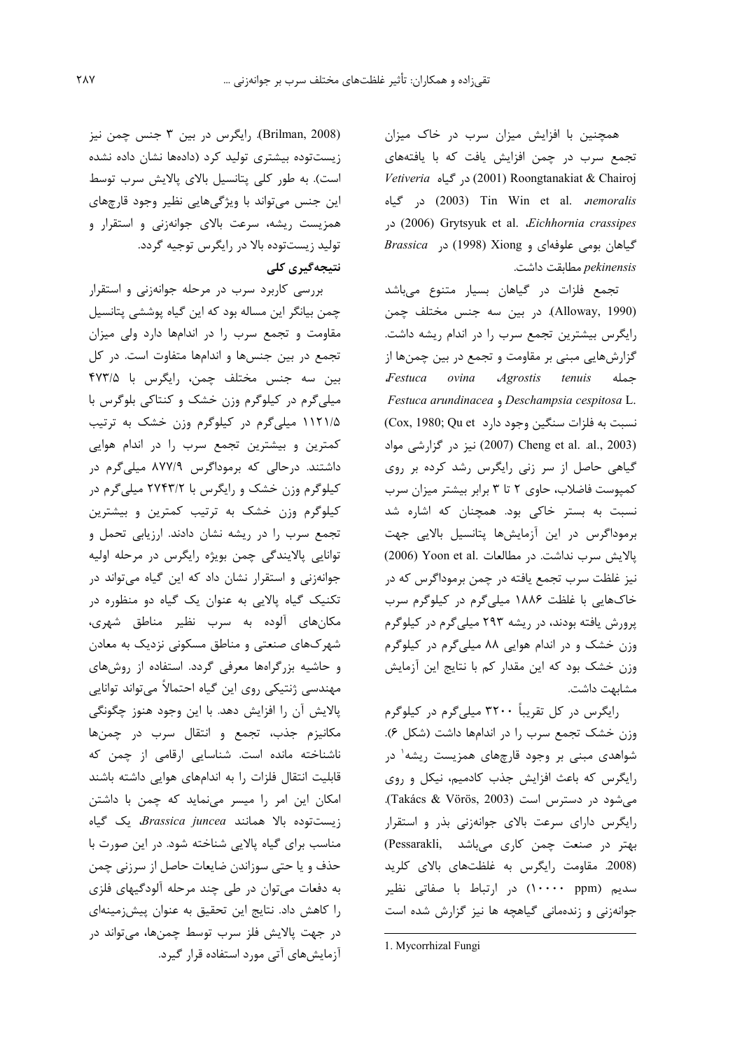همچنین با افزایش میزان سرب در خاک میزان تجمع سرب در چمن افزایش یافت که با یافته‌های Roongtanakiat & Chairoj (2001) در گیاه *Vetiveria nemoralis*، Tin Win et al. (2003) در گیاه *Eichhornia crassipes*، Grytsyuk et al. (2006) در گیاهان بومی علوفه‌ای و Xiong (1998) در *Brassica pekinensis* مطابقت داشت.

تجمع فلزات در گیاهان بسیار متنوع می‌باشد (Alloway, 1990). در بین سه جنس مختلف چمن رایگرس بیشترین تجمع سرب را در اندام ریشه داشت. گزارش‌هایی مبنی بر مقاومت و تجمع در بین چمن‌ها از جمله *Festuca ovina*، *Agrostis tenuis*، *Deschampsia cespitosa* L. و *Festuca arundinacea* نسبت به فلزات سنگین وجود دارد (Cox, 1980; Qu et al., 2003). Cheng et al. (2007) نیز در گزارشی مواد گیاهی حاصل از سر زنی رایگرس رشد کرده بر روی کمپوست فاضلاب، حاوی ۲ تا ۳ برابر بیشتر میزان سرب نسبت به بستر خاکی بود. همچنان که اشاره شد برموداگرس در این آزمایش‌ها پتانسیل بالایی جهت پالایش سرب نداشت. در مطالعات Yoon et al. (2006) نیز غلظت سرب تجمع یافته در چمن برموداگرس که در خاک‌هایی با غلظت ۱۸۸۶ میلی‌گرم در کیلوگرم سرب پرورش یافته بودند، در ریشه ۲۹۳ میلی‌گرم در کیلوگرم وزن خشک و در اندام هوایی ۸۸ میلی‌گرم در کیلوگرم وزن خشک بود که این مقدار کم با نتایج این آزمایش مشابهت داشت.

رایگرس در کل تقریباً ۳۲۰۰ میلی‌گرم در کیلوگرم وزن خشک تجمع سرب را در اندام‌ها داشت (شکل ۶). شواهدی مبنی بر وجود قارچ‌های همزیست ریشه[1] در رایگرس که باعث افزایش جذب کادمیم، نیکل و روی می‌شود در دسترس است (Takács & Vörös, 2003). رایگرس دارای سرعت بالای جوانه‌زنی بذر و استقرار بهتر در صنعت چمن کاری می‌باشد (Pessarakli, 2008). مقاومت رایگرس به غلظت‌های بالای کلرید سدیم (۱۰۰۰۰ ppm) در ارتباط با صفاتی نظیر جوانه‌زنی و زنده‌مانی گیاهچه ها نیز گزارش شده است (Brilman, 2008). رایگرس در بین ۳ جنس چمن نیز زیست‌توده بیشتری تولید کرد (داده‌ها نشان داده نشده است). به طور کلی پتانسیل بالای پالایش سرب توسط این جنس می‌تواند با ویژگی‌هایی نظیر وجود قارچ‌های همزیست ریشه، سرعت بالای جوانه‌زنی و استقرار و تولید زیست‌توده بالا در رایگرس توجیه گردد.

## نتیجه‌گیری کلی

بررسی کاربرد سرب در مرحله جوانه‌زنی و استقرار چمن بیانگر این مساله بود که این گیاه پوششی پتانسیل مقاومت و تجمع سرب را در اندام‌ها دارد ولی میزان تجمع در بین جنس‌ها و اندام‌ها متفاوت است. در کل بین سه جنس مختلف چمن، رایگرس با ۴۷۳/۵ میلی‌گرم در کیلوگرم وزن خشک و کنتاکی بلوگرس با ۱۱۲۱/۵ میلی‌گرم در کیلوگرم وزن خشک به ترتیب کمترین و بیشترین تجمع سرب را در اندام هوایی داشتند. درحالی که برموداگرس ۸۷۷/۹ میلی‌گرم در کیلوگرم وزن خشک و رایگرس با ۲۷۴۳/۲ میلی‌گرم در کیلوگرم وزن خشک به ترتیب کمترین و بیشترین تجمع سرب را در ریشه نشان دادند. ارزیابی تحمل و توانایی پالایندگی چمن بویژه رایگرس در مرحله اولیه جوانه‌زنی و استقرار نشان داد که این گیاه می‌تواند در تکنیک گیاه پالایی به عنوان یک گیاه دو منظوره در مکان‌های آلوده به سرب نظیر مناطق شهری، شهرک‌های صنعتی و مناطق مسکونی نزدیک به معادن و حاشیه بزرگراه‌ها معرفی گردد. استفاده از روش‌های مهندسی ژنتیکی روی این گیاه احتمالاً می‌تواند توانایی پالایش آن را افزایش دهد. با این وجود هنوز چگونگی مکانیزم جذب، تجمع و انتقال سرب در چمن‌ها ناشناخته مانده است. شناسایی ارقامی از چمن که قابلیت انتقال فلزات را به اندام‌های هوایی داشته باشند امکان این امر را میسر می‌نماید که چمن با داشتن زیست‌توده بالا همانند *Brassica juncea*، یک گیاه مناسب برای گیاه پالایی شناخته شود. در این صورت با حذف و یا حتی سوزاندن ضایعات حاصل از سرزنی چمن به دفعات می‌توان در طی چند مرحله آلودگیهای فلزی را کاهش داد. نتایج این تحقیق به عنوان پیش‌زمینه‌ای در جهت پالایش فلز سرب توسط چمن‌ها، می‌تواند در آزمایش‌های آتی مورد استفاده قرار گیرد.

---

1. Mycorrhizal Fungi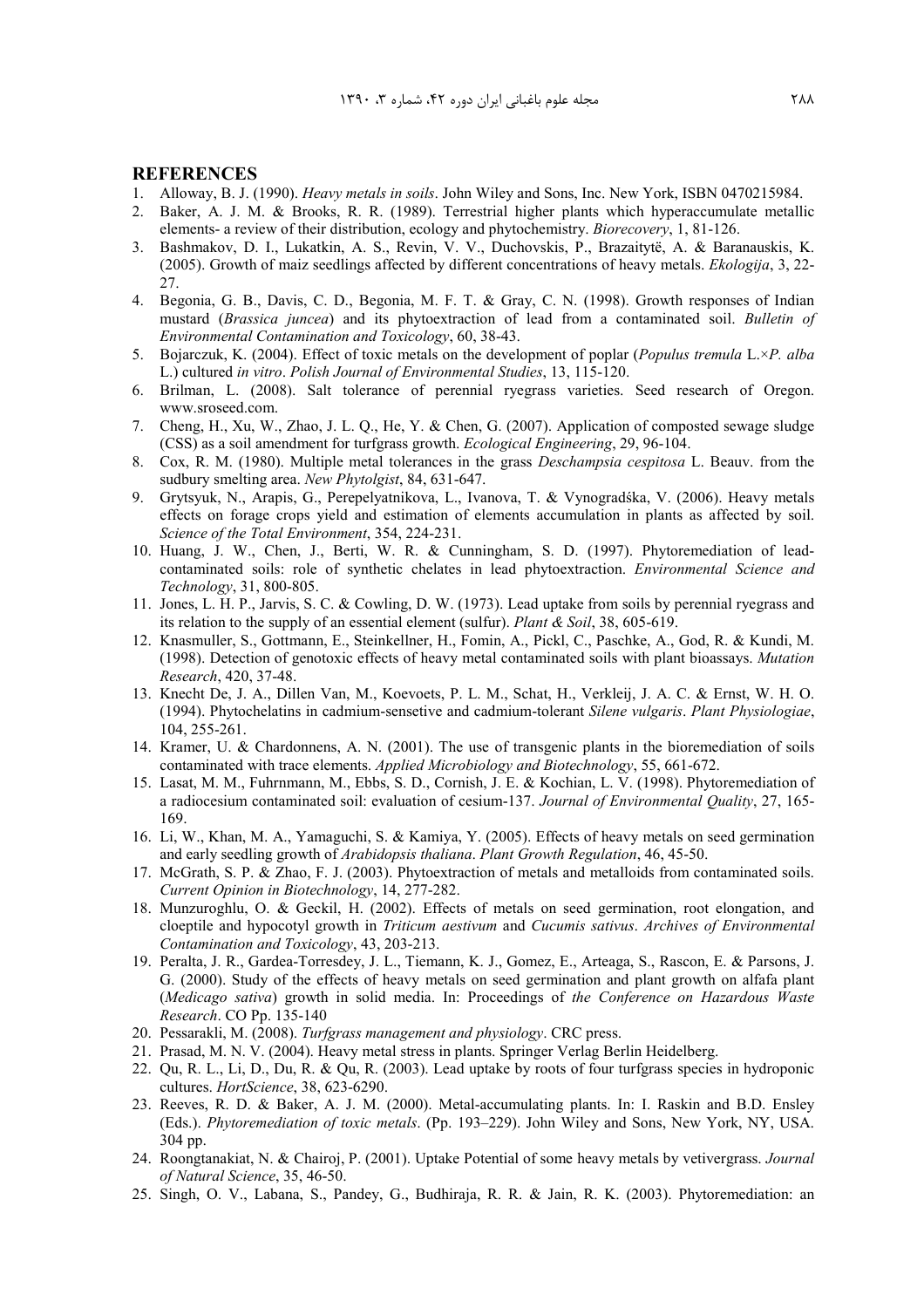## REFERENCES

1. Alloway, B. J. (1990). *Heavy metals in soils*. John Wiley and Sons, Inc. New York, ISBN 0470215984.
2. Baker, A. J. M. & Brooks, R. R. (1989). Terrestrial higher plants which hyperaccumulate metallic elements- a review of their distribution, ecology and phytochemistry. *Biorecovery*, 1, 81-126.
3. Bashmakov, D. I., Lukatkin, A. S., Revin, V. V., Duchovskis, P., Brazaitytë, A. & Baranauskis, K. (2005). Growth of maiz seedlings affected by different concentrations of heavy metals. *Ekologija*, 3, 22-27.
4. Begonia, G. B., Davis, C. D., Begonia, M. F. T. & Gray, C. N. (1998). Growth responses of Indian mustard (*Brassica juncea*) and its phytoextraction of lead from a contaminated soil. *Bulletin of Environmental Contamination and Toxicology*, 60, 38-43.
5. Bojarczuk, K. (2004). Effect of toxic metals on the development of poplar (*Populus tremula* L.×*P. alba* L.) cultured *in vitro*. *Polish Journal of Environmental Studies*, 13, 115-120.
6. Brilman, L. (2008). Salt tolerance of perennial ryegrass varieties. Seed research of Oregon. www.sroseed.com.
7. Cheng, H., Xu, W., Zhao, J. L. Q., He, Y. & Chen, G. (2007). Application of composted sewage sludge (CSS) as a soil amendment for turfgrass growth. *Ecological Engineering*, 29, 96-104.
8. Cox, R. M. (1980). Multiple metal tolerances in the grass *Deschampsia cespitosa* L. Beauv. from the sudbury smelting area. *New Phytolgist*, 84, 631-647.
9. Grytsyuk, N., Arapis, G., Perepelyatnikova, L., Ivanova, T. & Vynogradśka, V. (2006). Heavy metals effects on forage crops yield and estimation of elements accumulation in plants as affected by soil. *Science of the Total Environment*, 354, 224-231.
10. Huang, J. W., Chen, J., Berti, W. R. & Cunningham, S. D. (1997). Phytoremediation of lead-contaminated soils: role of synthetic chelates in lead phytoextraction. *Environmental Science and Technology*, 31, 800-805.
11. Jones, L. H. P., Jarvis, S. C. & Cowling, D. W. (1973). Lead uptake from soils by perennial ryegrass and its relation to the supply of an essential element (sulfur). *Plant & Soil*, 38, 605-619.
12. Knasmuller, S., Gottmann, E., Steinkellner, H., Fomin, A., Pickl, C., Paschke, A., God, R. & Kundi, M. (1998). Detection of genotoxic effects of heavy metal contaminated soils with plant bioassays. *Mutation Research*, 420, 37-48.
13. Knecht De, J. A., Dillen Van, M., Koevoets, P. L. M., Schat, H., Verkleij, J. A. C. & Ernst, W. H. O. (1994). Phytochelatins in cadmium-sensetive and cadmium-tolerant *Silene vulgaris*. *Plant Physiologiae*, 104, 255-261.
14. Kramer, U. & Chardonnens, A. N. (2001). The use of transgenic plants in the bioremediation of soils contaminated with trace elements. *Applied Microbiology and Biotechnology*, 55, 661-672.
15. Lasat, M. M., Fuhrnmann, M., Ebbs, S. D., Cornish, J. E. & Kochian, L. V. (1998). Phytoremediation of a radiocesium contaminated soil: evaluation of cesium-137. *Journal of Environmental Quality*, 27, 165-169.
16. Li, W., Khan, M. A., Yamaguchi, S. & Kamiya, Y. (2005). Effects of heavy metals on seed germination and early seedling growth of *Arabidopsis thaliana*. *Plant Growth Regulation*, 46, 45-50.
17. McGrath, S. P. & Zhao, F. J. (2003). Phytoextraction of metals and metalloids from contaminated soils. *Current Opinion in Biotechnology*, 14, 277-282.
18. Munzuroghlu, O. & Geckil, H. (2002). Effects of metals on seed germination, root elongation, and cloeptile and hypocotyl growth in *Triticum aestivum* and *Cucumis sativus*. *Archives of Environmental Contamination and Toxicology*, 43, 203-213.
19. Peralta, J. R., Gardea-Torresdey, J. L., Tiemann, K. J., Gomez, E., Arteaga, S., Rascon, E. & Parsons, J. G. (2000). Study of the effects of heavy metals on seed germination and plant growth on alfafa plant (*Medicago sativa*) growth in solid media. In: Proceedings of *the Conference on Hazardous Waste Research*. CO Pp. 135-140
20. Pessarakli, M. (2008). *Turfgrass management and physiology*. CRC press.
21. Prasad, M. N. V. (2004). Heavy metal stress in plants. Springer Verlag Berlin Heidelberg.
22. Qu, R. L., Li, D., Du, R. & Qu, R. (2003). Lead uptake by roots of four turfgrass species in hydroponic cultures. *HortScience*, 38, 623-6290.
23. Reeves, R. D. & Baker, A. J. M. (2000). Metal-accumulating plants. In: I. Raskin and B.D. Ensley (Eds.). *Phytoremediation of toxic metals*. (Pp. 193–229). John Wiley and Sons, New York, NY, USA. 304 pp.
24. Roongtanakiat, N. & Chairoj, P. (2001). Uptake Potential of some heavy metals by vetivergrass. *Journal of Natural Science*, 35, 46-50.
25. Singh, O. V., Labana, S., Pandey, G., Budhiraja, R. R. & Jain, R. K. (2003). Phytoremediation: an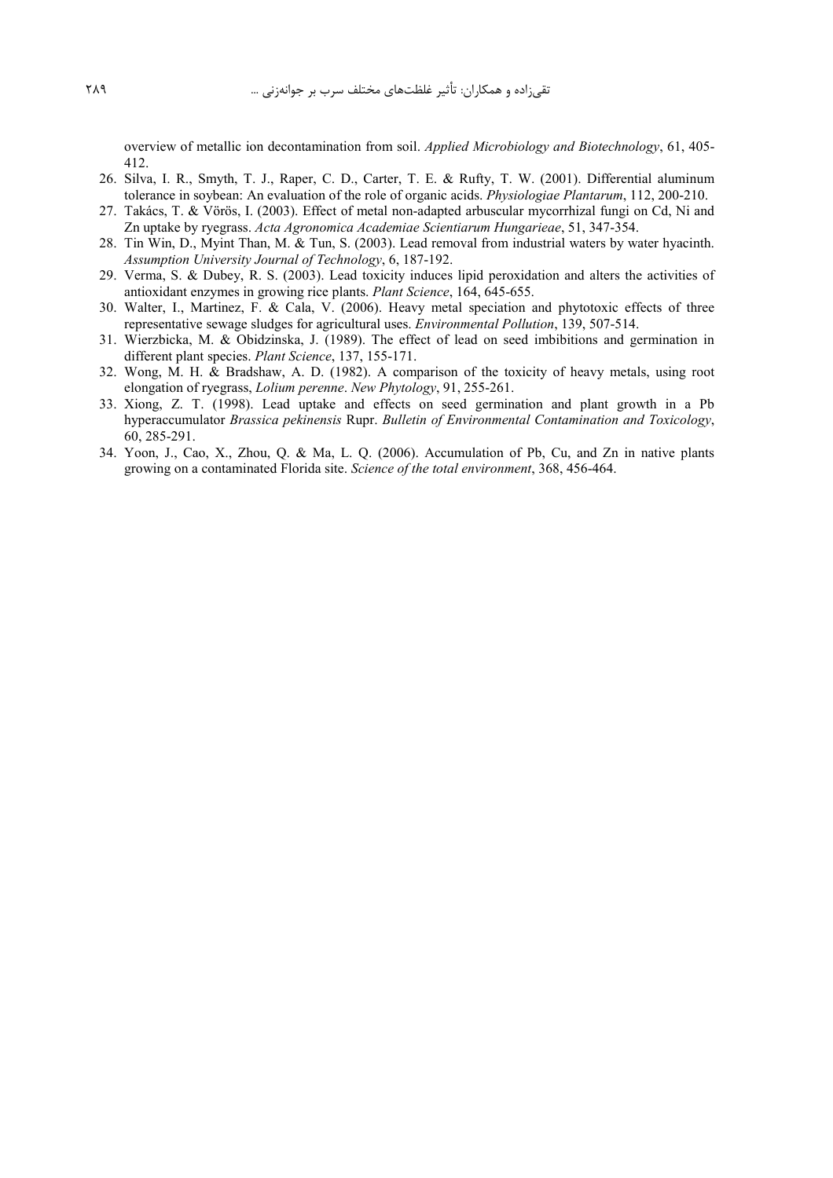overview of metallic ion decontamination from soil. *Applied Microbiology and Biotechnology*, 61, 405-412.

26. Silva, I. R., Smyth, T. J., Raper, C. D., Carter, T. E. & Rufty, T. W. (2001). Differential aluminum tolerance in soybean: An evaluation of the role of organic acids. *Physiologiae Plantarum*, 112, 200-210.
27. Takács, T. & Vörös, I. (2003). Effect of metal non-adapted arbuscular mycorrhizal fungi on Cd, Ni and Zn uptake by ryegrass. *Acta Agronomica Academiae Scientiarum Hungarieae*, 51, 347-354.
28. Tin Win, D., Myint Than, M. & Tun, S. (2003). Lead removal from industrial waters by water hyacinth. *Assumption University Journal of Technology*, 6, 187-192.
29. Verma, S. & Dubey, R. S. (2003). Lead toxicity induces lipid peroxidation and alters the activities of antioxidant enzymes in growing rice plants. *Plant Science*, 164, 645-655.
30. Walter, I., Martinez, F. & Cala, V. (2006). Heavy metal speciation and phytotoxic effects of three representative sewage sludges for agricultural uses. *Environmental Pollution*, 139, 507-514.
31. Wierzbicka, M. & Obidzinska, J. (1989). The effect of lead on seed imbibitions and germination in different plant species. *Plant Science*, 137, 155-171.
32. Wong, M. H. & Bradshaw, A. D. (1982). A comparison of the toxicity of heavy metals, using root elongation of ryegrass, *Lolium perenne*. *New Phytology*, 91, 255-261.
33. Xiong, Z. T. (1998). Lead uptake and effects on seed germination and plant growth in a Pb hyperaccumulator *Brassica pekinensis* Rupr. *Bulletin of Environmental Contamination and Toxicology*, 60, 285-291.
34. Yoon, J., Cao, X., Zhou, Q. & Ma, L. Q. (2006). Accumulation of Pb, Cu, and Zn in native plants growing on a contaminated Florida site. *Science of the total environment*, 368, 456-464.